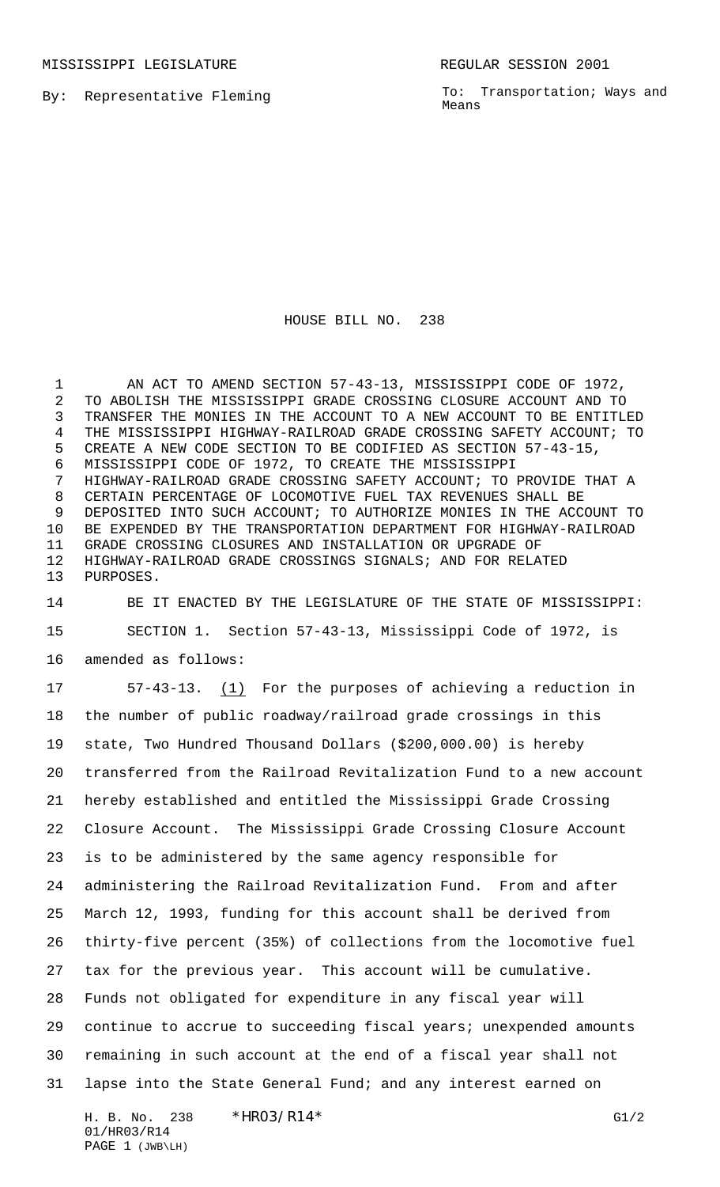MISSISSIPPI LEGISLATURE REGULAR SESSION 2001

By: Representative Fleming

To: Transportation; Ways and Means

# HOUSE BILL NO. 238

AN ACT TO AMEND SECTION 57-43-13, MISSISSIPPI CODE OF 1972, TO ABOLISH THE MISSISSIPPI GRADE CROSSING CLOSURE ACCOUNT AND TO TRANSFER THE MONIES IN THE ACCOUNT TO A NEW ACCOUNT TO BE ENTITLED THE MISSISSIPPI HIGHWAY-RAILROAD GRADE CROSSING SAFETY ACCOUNT; TO CREATE A NEW CODE SECTION TO BE CODIFIED AS SECTION 57-43-15, MISSISSIPPI CODE OF 1972, TO CREATE THE MISSISSIPPI HIGHWAY-RAILROAD GRADE CROSSING SAFETY ACCOUNT; TO PROVIDE THAT A CERTAIN PERCENTAGE OF LOCOMOTIVE FUEL TAX REVENUES SHALL BE DEPOSITED INTO SUCH ACCOUNT; TO AUTHORIZE MONIES IN THE ACCOUNT TO BE EXPENDED BY THE TRANSPORTATION DEPARTMENT FOR HIGHWAY-RAILROAD GRADE CROSSING CLOSURES AND INSTALLATION OR UPGRADE OF HIGHWAY-RAILROAD GRADE CROSSINGS SIGNALS; AND FOR RELATED PURPOSES.

BE IT ENACTED BY THE LEGISLATURE OF THE STATE OF MISSISSIPPI:

SECTION 1. Section 57-43-13, Mississippi Code of 1972, is amended as follows:

57-43-13. (1) For the purposes of achieving a reduction in the number of public roadway/railroad grade crossings in this state, Two Hundred Thousand Dollars ($200,000.00) is hereby transferred from the Railroad Revitalization Fund to a new account hereby established and entitled the Mississippi Grade Crossing Closure Account. The Mississippi Grade Crossing Closure Account is to be administered by the same agency responsible for administering the Railroad Revitalization Fund. From and after March 12, 1993, funding for this account shall be derived from thirty-five percent (35%) of collections from the locomotive fuel tax for the previous year. This account will be cumulative. Funds not obligated for expenditure in any fiscal year will continue to accrue to succeeding fiscal years; unexpended amounts remaining in such account at the end of a fiscal year shall not lapse into the State General Fund; and any interest earned on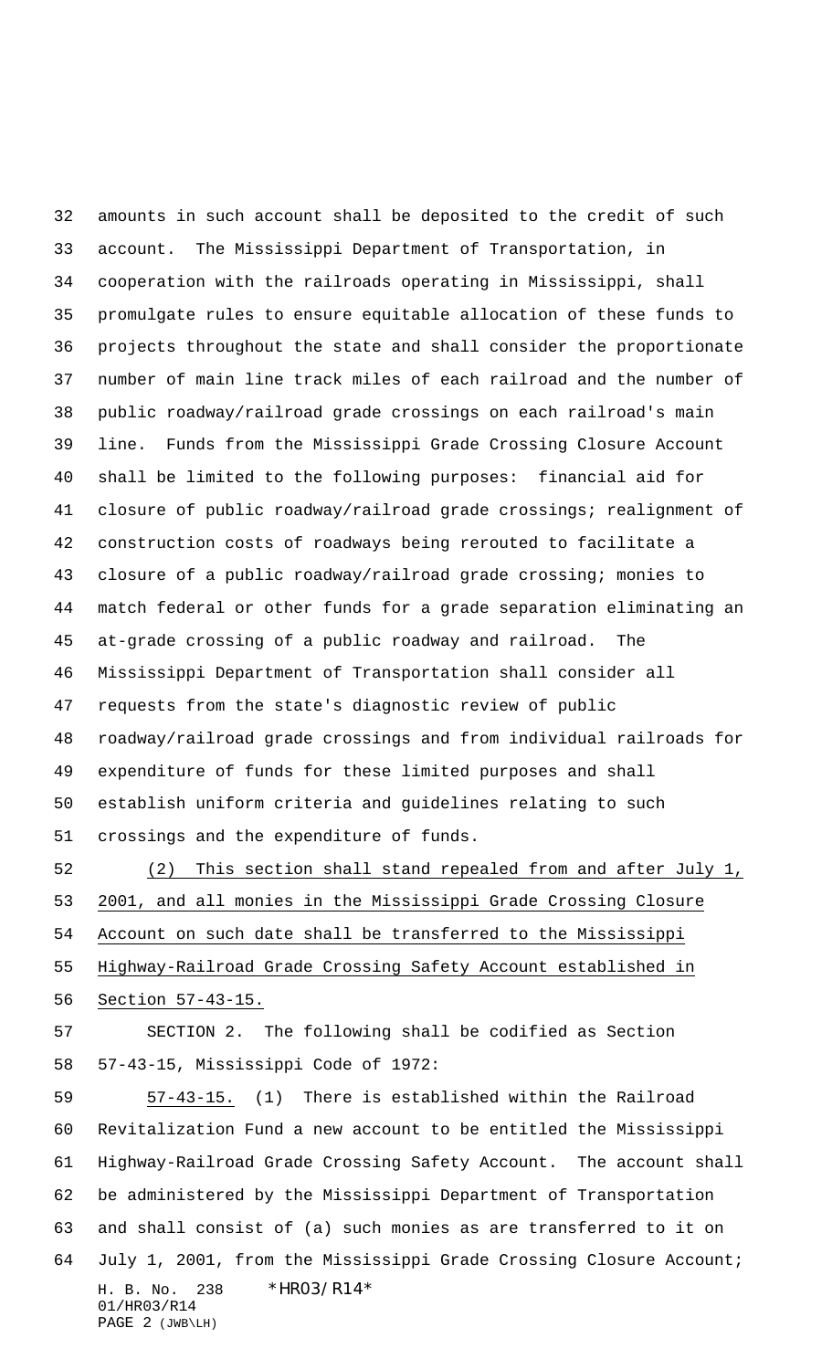amounts in such account shall be deposited to the credit of such account. The Mississippi Department of Transportation, in cooperation with the railroads operating in Mississippi, shall promulgate rules to ensure equitable allocation of these funds to projects throughout the state and shall consider the proportionate number of main line track miles of each railroad and the number of public roadway/railroad grade crossings on each railroad's main line. Funds from the Mississippi Grade Crossing Closure Account shall be limited to the following purposes: financial aid for closure of public roadway/railroad grade crossings; realignment of construction costs of roadways being rerouted to facilitate a closure of a public roadway/railroad grade crossing; monies to match federal or other funds for a grade separation eliminating an at-grade crossing of a public roadway and railroad. The Mississippi Department of Transportation shall consider all requests from the state's diagnostic review of public roadway/railroad grade crossings and from individual railroads for expenditure of funds for these limited purposes and shall establish uniform criteria and guidelines relating to such crossings and the expenditure of funds.

(2) This section shall stand repealed from and after July 1, 2001, and all monies in the Mississippi Grade Crossing Closure Account on such date shall be transferred to the Mississippi Highway-Railroad Grade Crossing Safety Account established in Section 57-43-15.

SECTION 2. The following shall be codified as Section 57-43-15, Mississippi Code of 1972:

57-43-15. (1) There is established within the Railroad Revitalization Fund a new account to be entitled the Mississippi Highway-Railroad Grade Crossing Safety Account. The account shall be administered by the Mississippi Department of Transportation and shall consist of (a) such monies as are transferred to it on July 1, 2001, from the Mississippi Grade Crossing Closure Account;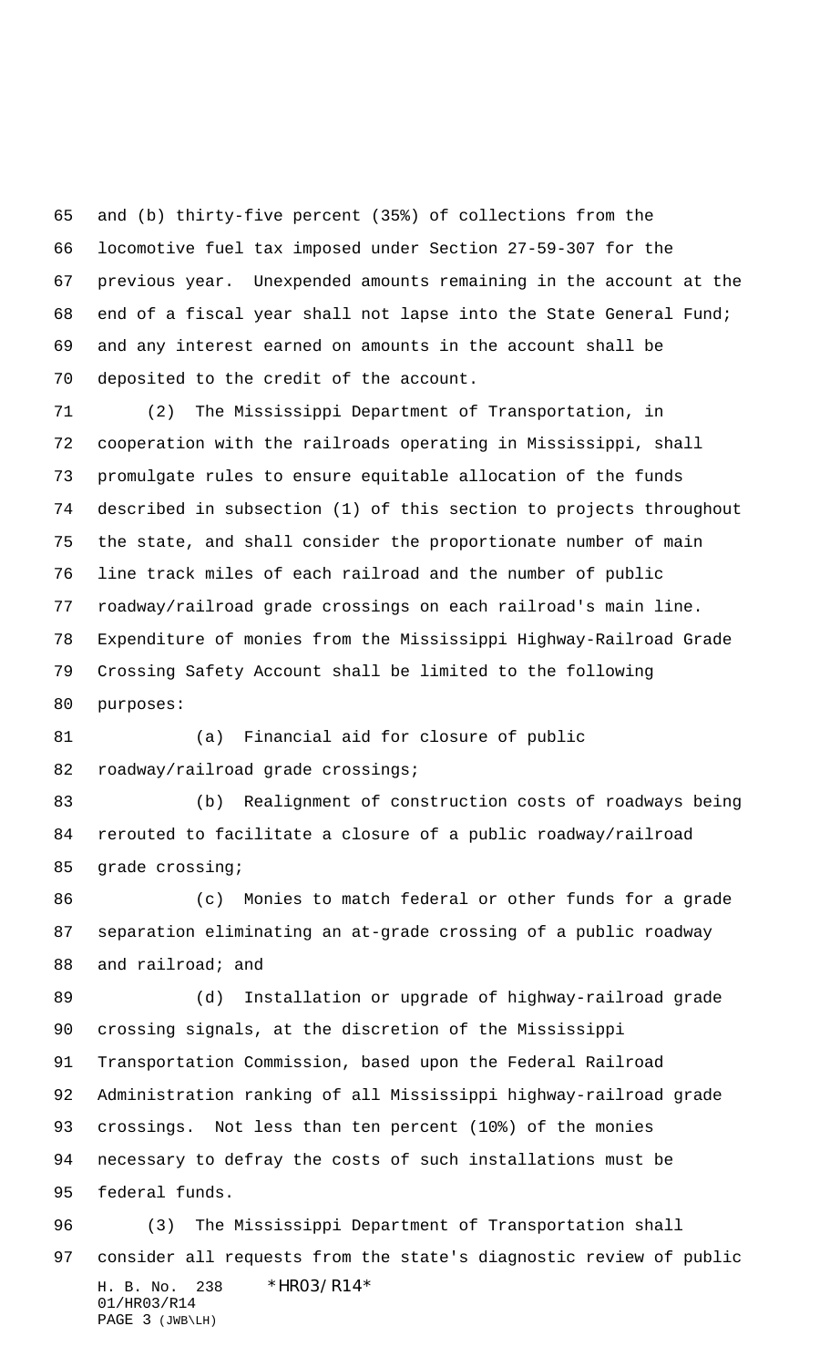and (b) thirty-five percent (35%) of collections from the locomotive fuel tax imposed under Section 27-59-307 for the previous year. Unexpended amounts remaining in the account at the end of a fiscal year shall not lapse into the State General Fund; and any interest earned on amounts in the account shall be deposited to the credit of the account.

(2) The Mississippi Department of Transportation, in cooperation with the railroads operating in Mississippi, shall promulgate rules to ensure equitable allocation of the funds described in subsection (1) of this section to projects throughout the state, and shall consider the proportionate number of main line track miles of each railroad and the number of public roadway/railroad grade crossings on each railroad's main line. Expenditure of monies from the Mississippi Highway-Railroad Grade Crossing Safety Account shall be limited to the following purposes:

(a) Financial aid for closure of public roadway/railroad grade crossings;

(b) Realignment of construction costs of roadways being rerouted to facilitate a closure of a public roadway/railroad grade crossing;

(c) Monies to match federal or other funds for a grade separation eliminating an at-grade crossing of a public roadway and railroad; and

(d) Installation or upgrade of highway-railroad grade crossing signals, at the discretion of the Mississippi Transportation Commission, based upon the Federal Railroad Administration ranking of all Mississippi highway-railroad grade crossings. Not less than ten percent (10%) of the monies necessary to defray the costs of such installations must be federal funds.

(3) The Mississippi Department of Transportation shall consider all requests from the state's diagnostic review of public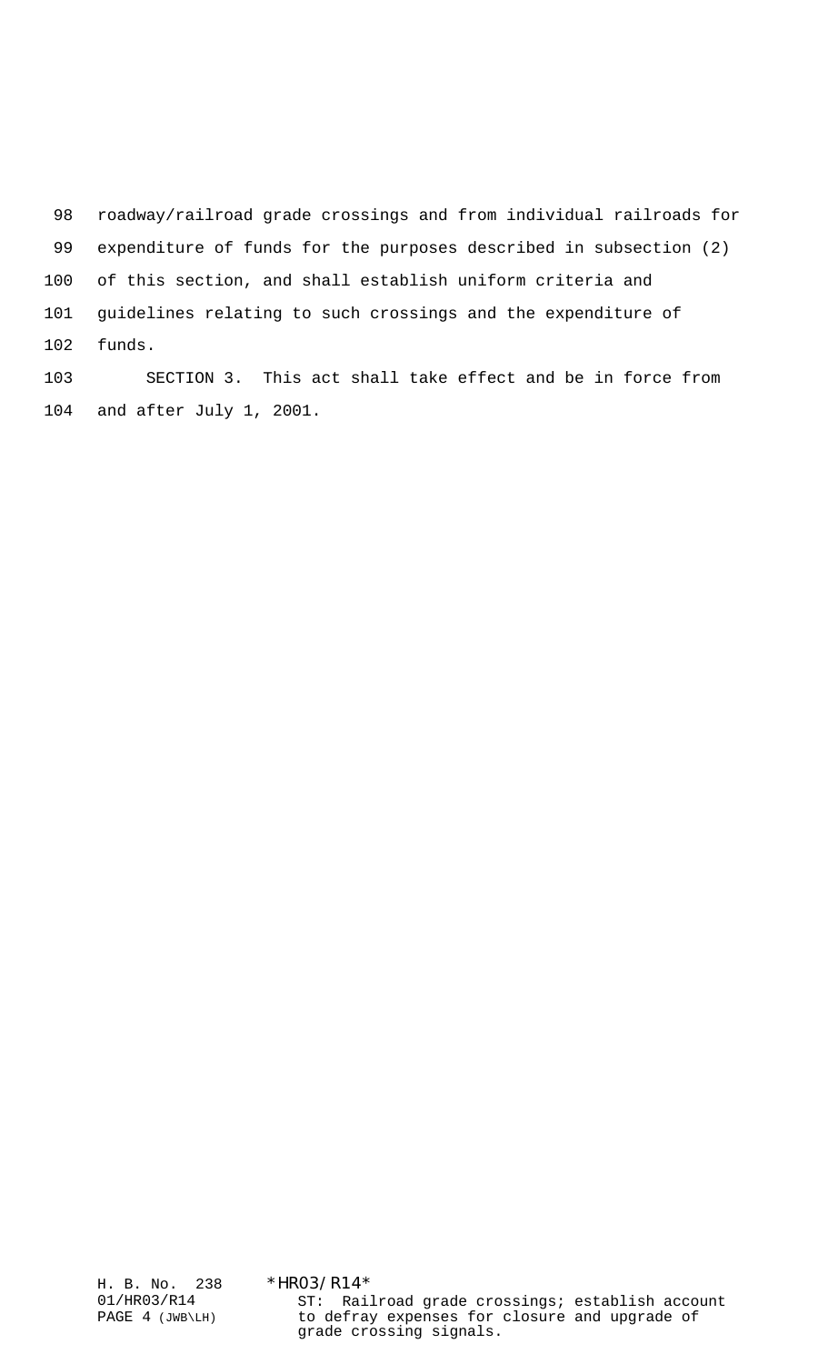roadway/railroad grade crossings and from individual railroads for expenditure of funds for the purposes described in subsection (2) of this section, and shall establish uniform criteria and guidelines relating to such crossings and the expenditure of funds.

SECTION 3. This act shall take effect and be in force from and after July 1, 2001.

ST: Railroad grade crossings; establish account to defray expenses for closure and upgrade of grade crossing signals.